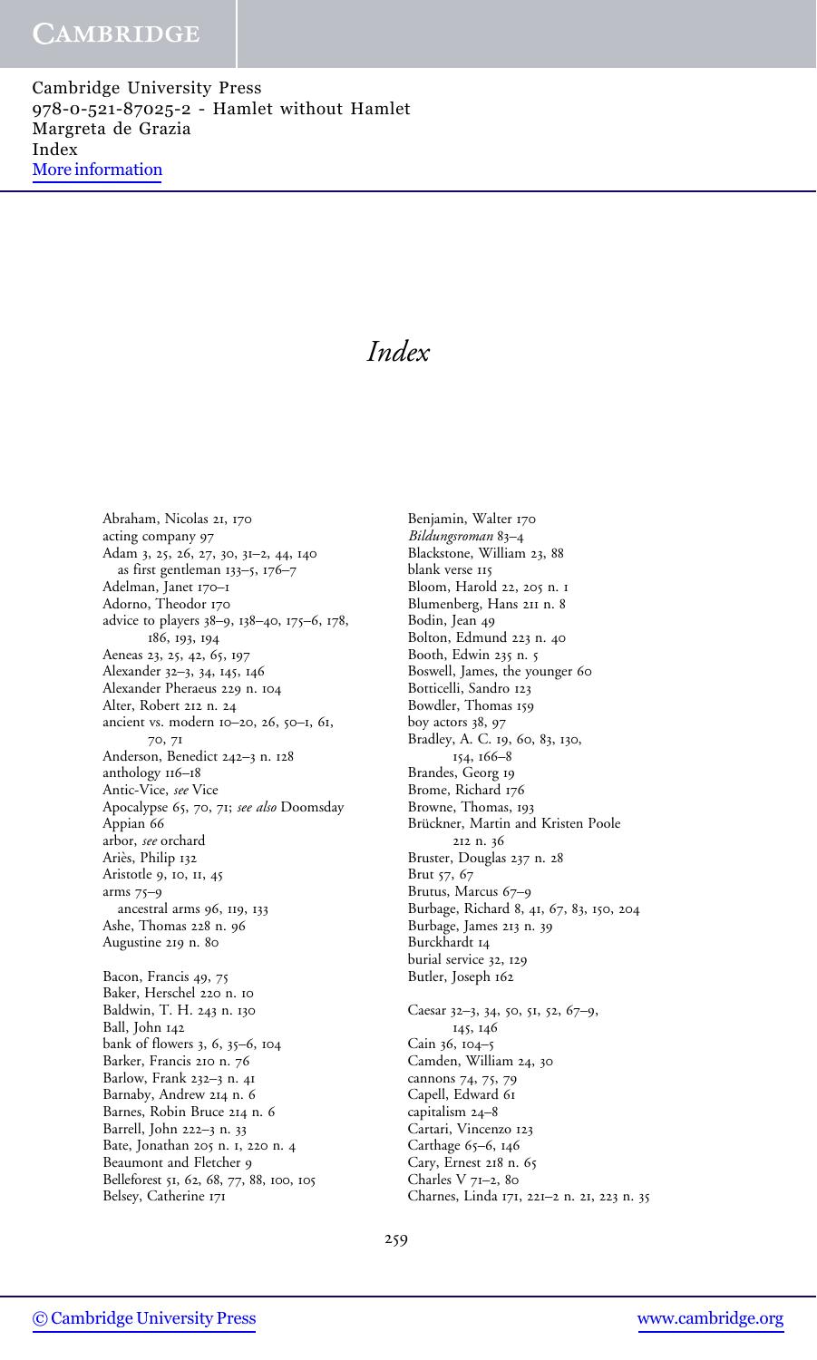Cambridge University Press
978-0-521-87025-2 - Hamlet without Hamlet
Margreta de Grazia
Index
More information

# *Index*

Abraham, Nicolas 21, 170
acting company 97
Adam 3, 25, 26, 27, 30, 31–2, 44, 140
  as first gentleman 133–5, 176–7
Adelman, Janet 170–1
Adorno, Theodor 170
advice to players 38–9, 138–40, 175–6, 178, 186, 193, 194
Aeneas 23, 25, 42, 65, 197
Alexander 32–3, 34, 145, 146
Alexander Pheraeus 229 n. 104
Alter, Robert 212 n. 24
ancient vs. modern 10–20, 26, 50–1, 61, 70, 71
Anderson, Benedict 242–3 n. 128
anthology 116–18
Antic-Vice, *see* Vice
Apocalypse 65, 70, 71; *see also* Doomsday
Appian 66
arbor, *see* orchard
Ariès, Philip 132
Aristotle 9, 10, 11, 45
arms 75–9
  ancestral arms 96, 119, 133
Ashe, Thomas 228 n. 96
Augustine 219 n. 80

Bacon, Francis 49, 75
Baker, Herschel 220 n. 10
Baldwin, T. H. 243 n. 130
Ball, John 142
bank of flowers 3, 6, 35–6, 104
Barker, Francis 210 n. 76
Barlow, Frank 232–3 n. 41
Barnaby, Andrew 214 n. 6
Barnes, Robin Bruce 214 n. 6
Barrell, John 222–3 n. 33
Bate, Jonathan 205 n. 1, 220 n. 4
Beaumont and Fletcher 9
Belleforest 51, 62, 68, 77, 88, 100, 105
Belsey, Catherine 171
Benjamin, Walter 170
*Bildungsroman* 83–4
Blackstone, William 23, 88
blank verse 115
Bloom, Harold 22, 205 n. 1
Blumenberg, Hans 211 n. 8
Bodin, Jean 49
Bolton, Edmund 223 n. 40
Booth, Edwin 235 n. 5
Boswell, James, the younger 60
Botticelli, Sandro 123
Bowdler, Thomas 159
boy actors 38, 97
Bradley, A. C. 19, 60, 83, 130, 154, 166–8
Brandes, Georg 19
Brome, Richard 176
Browne, Thomas, 193
Brückner, Martin and Kristen Poole 212 n. 36
Bruster, Douglas 237 n. 28
Brut 57, 67
Brutus, Marcus 67–9
Burbage, Richard 8, 41, 67, 83, 150, 204
Burbage, James 213 n. 39
Burckhardt 14
burial service 32, 129
Butler, Joseph 162

Caesar 32–3, 34, 50, 51, 52, 67–9, 145, 146
Cain 36, 104–5
Camden, William 24, 30
cannons 74, 75, 79
Capell, Edward 61
capitalism 24–8
Cartari, Vincenzo 123
Carthage 65–6, 146
Cary, Ernest 218 n. 65
Charles V 71–2, 80
Charnes, Linda 171, 221–2 n. 21, 223 n. 35

© Cambridge University Press www.cambridge.org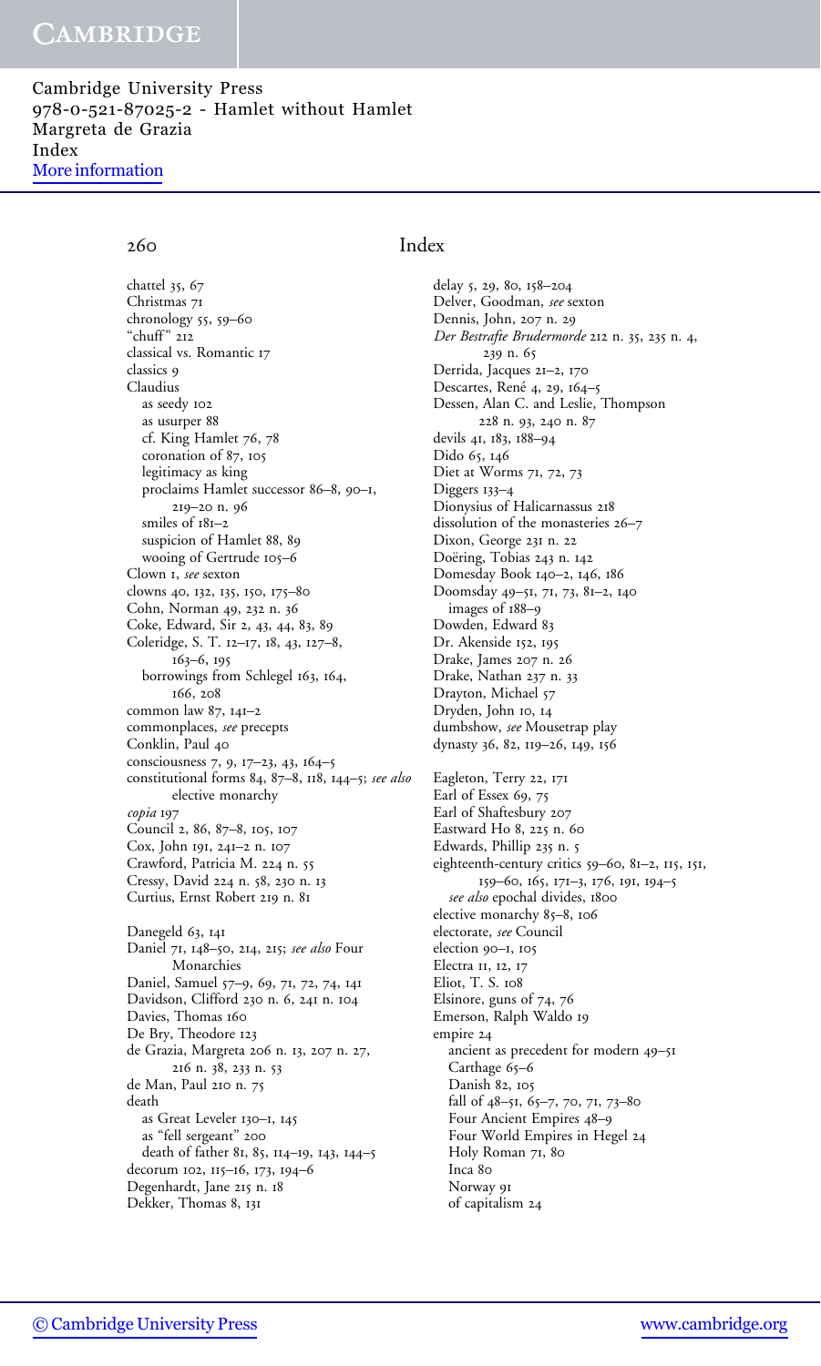chattel 35, 67
Christmas 71
chronology 55, 59–60
"chuff" 212
classical vs. Romantic 17
classics 9
Claudius
  as seedy 102
  as usurper 88
  cf. King Hamlet 76, 78
  coronation of 87, 105
  legitimacy as king
  proclaims Hamlet successor 86–8, 90–1, 219–20 n. 96
  smiles of 181–2
  suspicion of Hamlet 88, 89
  wooing of Gertrude 105–6
Clown 1, *see* sexton
clowns 40, 132, 135, 150, 175–80
Cohn, Norman 49, 232 n. 36
Coke, Edward, Sir 2, 43, 44, 83, 89
Coleridge, S. T. 12–17, 18, 43, 127–8, 163–6, 195
  borrowings from Schlegel 163, 164, 166, 208
common law 87, 141–2
commonplaces, *see* precepts
Conklin, Paul 40
consciousness 7, 9, 17–23, 43, 164–5
constitutional forms 84, 87–8, 118, 144–5; *see also* elective monarchy
*copia* 197
Council 2, 86, 87–8, 105, 107
Cox, John 191, 241–2 n. 107
Crawford, Patricia M. 224 n. 55
Cressy, David 224 n. 58, 230 n. 13
Curtius, Ernst Robert 219 n. 81

Danegeld 63, 141
Daniel 71, 148–50, 214, 215; *see also* Four Monarchies
Daniel, Samuel 57–9, 69, 71, 72, 74, 141
Davidson, Clifford 230 n. 6, 241 n. 104
Davies, Thomas 160
De Bry, Theodore 123
de Grazia, Margreta 206 n. 13, 207 n. 27, 216 n. 38, 233 n. 53
de Man, Paul 210 n. 75
death
  as Great Leveler 130–1, 145
  as "fell sergeant" 200
  death of father 81, 85, 114–19, 143, 144–5
decorum 102, 115–16, 173, 194–6
Degenhardt, Jane 215 n. 18
Dekker, Thomas 8, 131

delay 5, 29, 80, 158–204
Delver, Goodman, *see* sexton
Dennis, John, 207 n. 29
*Der Bestrafte Brudermorde* 212 n. 35, 235 n. 4, 239 n. 65
Derrida, Jacques 21–2, 170
Descartes, René 4, 29, 164–5
Dessen, Alan C. and Leslie, Thompson 228 n. 93, 240 n. 87
devils 41, 183, 188–94
Dido 65, 146
Diet at Worms 71, 72, 73
Diggers 133–4
Dionysius of Halicarnassus 218
dissolution of the monasteries 26–7
Dixon, George 231 n. 22
Doëring, Tobias 243 n. 142
Domesday Book 140–2, 146, 186
Doomsday 49–51, 71, 73, 81–2, 140
  images of 188–9
Dowden, Edward 83
Dr. Akenside 152, 195
Drake, James 207 n. 26
Drake, Nathan 237 n. 33
Drayton, Michael 57
Dryden, John 10, 14
dumbshow, *see* Mousetrap play
dynasty 36, 82, 119–26, 149, 156

Eagleton, Terry 22, 171
Earl of Essex 69, 75
Earl of Shaftesbury 207
Eastward Ho 8, 225 n. 60
Edwards, Phillip 235 n. 5
eighteenth-century critics 59–60, 81–2, 115, 151, 159–60, 165, 171–3, 176, 191, 194–5
  *see also* epochal divides, 1800
elective monarchy 85–8, 106
electorate, *see* Council
election 90–1, 105
Electra 11, 12, 17
Eliot, T. S. 108
Elsinore, guns of 74, 76
Emerson, Ralph Waldo 19
empire 24
  ancient as precedent for modern 49–51
  Carthage 65–6
  Danish 82, 105
  fall of 48–51, 65–7, 70, 71, 73–80
  Four Ancient Empires 48–9
  Four World Empires in Hegel 24
  Holy Roman 71, 80
  Inca 80
  Norway 91
  of capitalism 24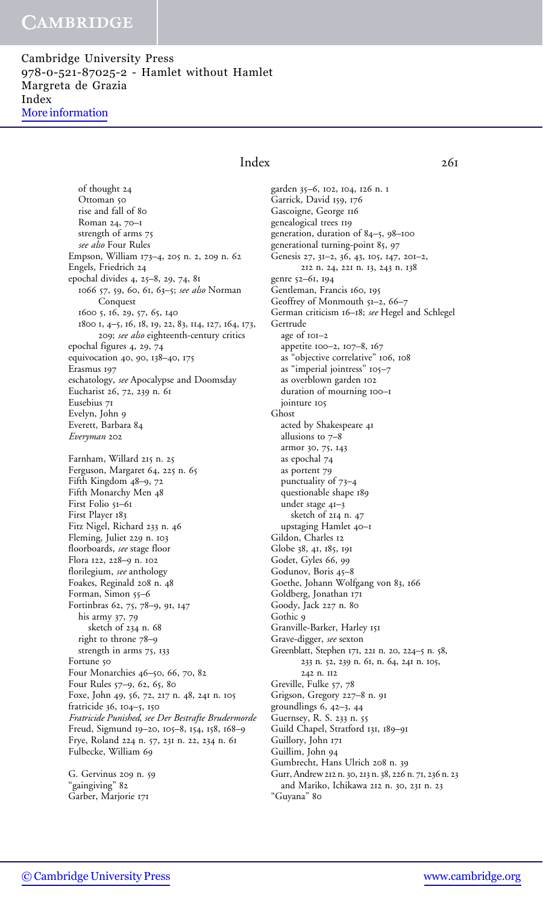of thought 24
  Ottoman 50
  rise and fall of 80
  Roman 24, 70–1
  strength of arms 75
  *see also* Four Rules
Empson, William 173–4, 205 n. 2, 209 n. 62
Engels, Friedrich 24
epochal divides 4, 25–8, 29, 74, 81
  1066 57, 59, 60, 61, 63–5; *see also* Norman Conquest
  1600 5, 16, 29, 57, 65, 140
  1800 1, 4–5, 16, 18, 19, 22, 83, 114, 127, 164, 173, 209; *see also* eighteenth-century critics
epochal figures 4, 29, 74
equivocation 40, 90, 138–40, 175
Erasmus 197
eschatology, *see* Apocalypse and Doomsday
Eucharist 26, 72, 239 n. 61
Eusebius 71
Evelyn, John 9
Everett, Barbara 84
*Everyman* 202

Farnham, Willard 215 n. 25
Ferguson, Margaret 64, 225 n. 65
Fifth Kingdom 48–9, 72
Fifth Monarchy Men 48
First Folio 51–61
First Player 183
Fitz Nigel, Richard 233 n. 46
Fleming, Juliet 229 n. 103
floorboards, *see* stage floor
Flora 122, 228–9 n. 102
florilegium, *see* anthology
Foakes, Reginald 208 n. 48
Forman, Simon 55–6
Fortinbras 62, 75, 78–9, 91, 147
  his army 37, 79
    sketch of 234 n. 68
  right to throne 78–9
  strength in arms 75, 133
Fortune 50
Four Monarchies 46–50, 66, 70, 82
Four Rules 57–9, 62, 65, 80
Foxe, John 49, 56, 72, 217 n. 48, 241 n. 105
fratricide 36, 104–5, 150
*Fratricide Punished*, *see Der Bestrafte Brudermorde*
Freud, Sigmund 19–20, 105–8, 154, 158, 168–9
Frye, Roland 224 n. 57, 231 n. 22, 234 n. 61
Fulbecke, William 69

G. Gervinus 209 n. 59
"gaingiving" 82
Garber, Marjorie 171
garden 35–6, 102, 104, 126 n. 1
Garrick, David 159, 176
Gascoigne, George 116
genealogical trees 119
generation, duration of 84–5, 98–100
generational turning-point 85, 97
Genesis 27, 31–2, 36, 43, 105, 147, 201–2, 212 n. 24, 221 n. 13, 243 n. 138
genre 52–61, 194
Gentleman, Francis 160, 195
Geoffrey of Monmouth 51–2, 66–7
German criticism 16–18; *see* Hegel and Schlegel
Gertrude
  age of 101–2
  appetite 100–2, 107–8, 167
  as "objective correlative" 106, 108
  as "imperial jointress" 105–7
  as overblown garden 102
  duration of mourning 100–1
  jointure 105
Ghost
  acted by Shakespeare 41
  allusions to 7–8
  armor 30, 75, 143
  as epochal 74
  as portent 79
  punctuality of 73–4
  questionable shape 189
  under stage 41–3
    sketch of 214 n. 47
  upstaging Hamlet 40–1
Gildon, Charles 12
Globe 38, 41, 185, 191
Godet, Gyles 66, 99
Godunov, Boris 45–8
Goethe, Johann Wolfgang von 83, 166
Goldberg, Jonathan 171
Goody, Jack 227 n. 80
Gothic 9
Granville-Barker, Harley 151
Grave-digger, *see* sexton
Greenblatt, Stephen 171, 221 n. 20, 224–5 n. 58, 233 n. 52, 239 n. 61, n. 64, 241 n. 105, 242 n. 112
Greville, Fulke 57, 78
Grigson, Gregory 227–8 n. 91
groundlings 6, 42–3, 44
Guernsey, R. S. 233 n. 55
Guild Chapel, Stratford 131, 189–91
Guillory, John 171
Guillim, John 94
Gumbrecht, Hans Ulrich 208 n. 39
Gurr, Andrew 212 n. 30, 213 n. 38, 226 n. 71, 236 n. 23
  and Mariko, Ichikawa 212 n. 30, 231 n. 23
"Guyana" 80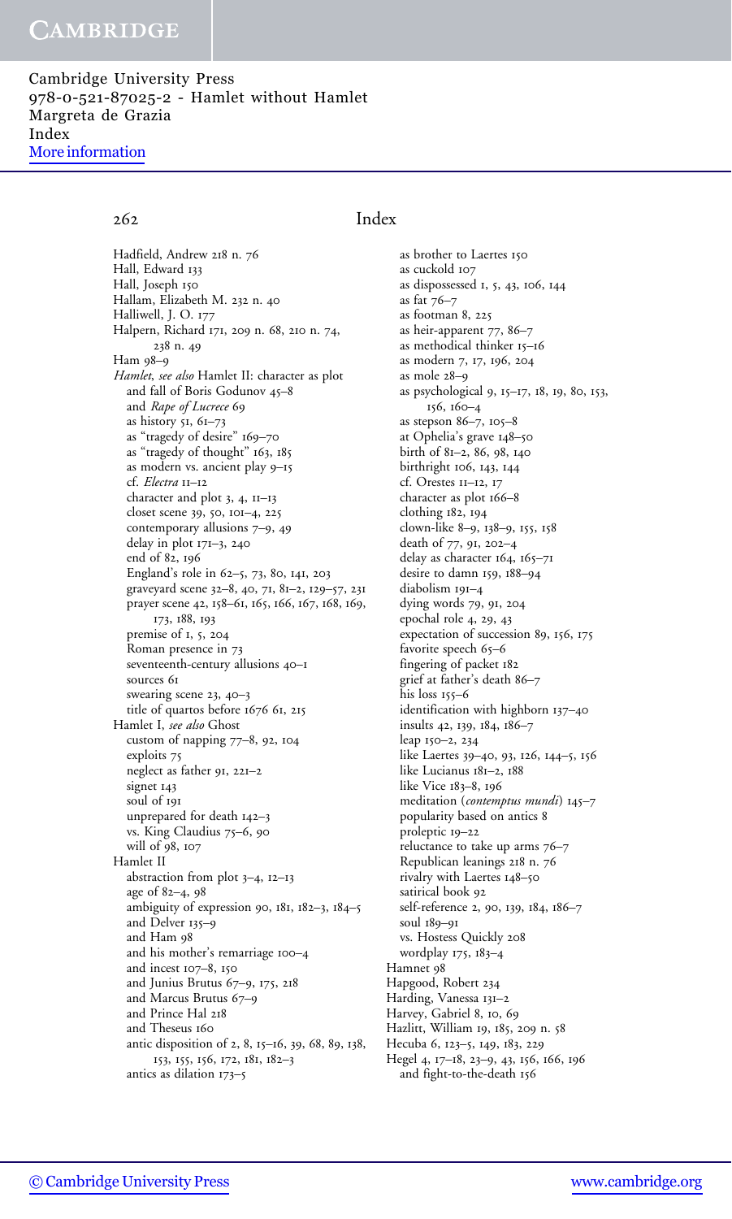Hadfield, Andrew 218 n. 76
Hall, Edward 133
Hall, Joseph 150
Hallam, Elizabeth M. 232 n. 40
Halliwell, J. O. 177
Halpern, Richard 171, 209 n. 68, 210 n. 74, 238 n. 49
Ham 98–9
*Hamlet*, *see also* Hamlet II: character as plot
 and fall of Boris Godunov 45–8
 and *Rape of Lucrece* 69
 as history 51, 61–73
 as "tragedy of desire" 169–70
 as "tragedy of thought" 163, 185
 as modern vs. ancient play 9–15
 cf. *Electra* 11–12
 character and plot 3, 4, 11–13
 closet scene 39, 50, 101–4, 225
 contemporary allusions 7–9, 49
 delay in plot 171–3, 240
 end of 82, 196
 England's role in 62–5, 73, 80, 141, 203
 graveyard scene 32–8, 40, 71, 81–2, 129–57, 231
 prayer scene 42, 158–61, 165, 166, 167, 168, 169, 173, 188, 193
 premise of 1, 5, 204
 Roman presence in 73
 seventeenth-century allusions 40–1
 sources 61
 swearing scene 23, 40–3
 title of quartos before 1676 61, 215
Hamlet I, *see also* Ghost
 custom of napping 77–8, 92, 104
 exploits 75
 neglect as father 91, 221–2
 signet 143
 soul of 191
 unprepared for death 142–3
 vs. King Claudius 75–6, 90
 will of 98, 107
Hamlet II
 abstraction from plot 3–4, 12–13
 age of 82–4, 98
 ambiguity of expression 90, 181, 182–3, 184–5
 and Delver 135–9
 and Ham 98
 and his mother's remarriage 100–4
 and incest 107–8, 150
 and Junius Brutus 67–9, 175, 218
 and Marcus Brutus 67–9
 and Prince Hal 218
 and Theseus 160
 antic disposition of 2, 8, 15–16, 39, 68, 89, 138, 153, 155, 156, 172, 181, 182–3
 antics as dilation 173–5
 as brother to Laertes 150
 as cuckold 107
 as dispossessed 1, 5, 43, 106, 144
 as fat 76–7
 as footman 8, 225
 as heir-apparent 77, 86–7
 as methodical thinker 15–16
 as modern 7, 17, 196, 204
 as mole 28–9
 as psychological 9, 15–17, 18, 19, 80, 153, 156, 160–4
 as stepson 86–7, 105–8
 at Ophelia's grave 148–50
 birth of 81–2, 86, 98, 140
 birthright 106, 143, 144
 cf. Orestes 11–12, 17
 character as plot 166–8
 clothing 182, 194
 clown-like 8–9, 138–9, 155, 158
 death of 77, 91, 202–4
 delay as character 164, 165–71
 desire to damn 159, 188–94
 diabolism 191–4
 dying words 79, 91, 204
 epochal role 4, 29, 43
 expectation of succession 89, 156, 175
 favorite speech 65–6
 fingering of packet 182
 grief at father's death 86–7
 his loss 155–6
 identification with highborn 137–40
 insults 42, 139, 184, 186–7
 leap 150–2, 234
 like Laertes 39–40, 93, 126, 144–5, 156
 like Lucianus 181–2, 188
 like Vice 183–8, 196
 meditation (*contemptus mundi*) 145–7
 popularity based on antics 8
 proleptic 19–22
 reluctance to take up arms 76–7
 Republican leanings 218 n. 76
 rivalry with Laertes 148–50
 satirical book 92
 self-reference 2, 90, 139, 184, 186–7
 soul 189–91
 vs. Hostess Quickly 208
 wordplay 175, 183–4
Hamnet 98
Hapgood, Robert 234
Harding, Vanessa 131–2
Harvey, Gabriel 8, 10, 69
Hazlitt, William 19, 185, 209 n. 58
Hecuba 6, 123–5, 149, 183, 229
Hegel 4, 17–18, 23–9, 43, 156, 166, 196
 and fight-to-the-death 156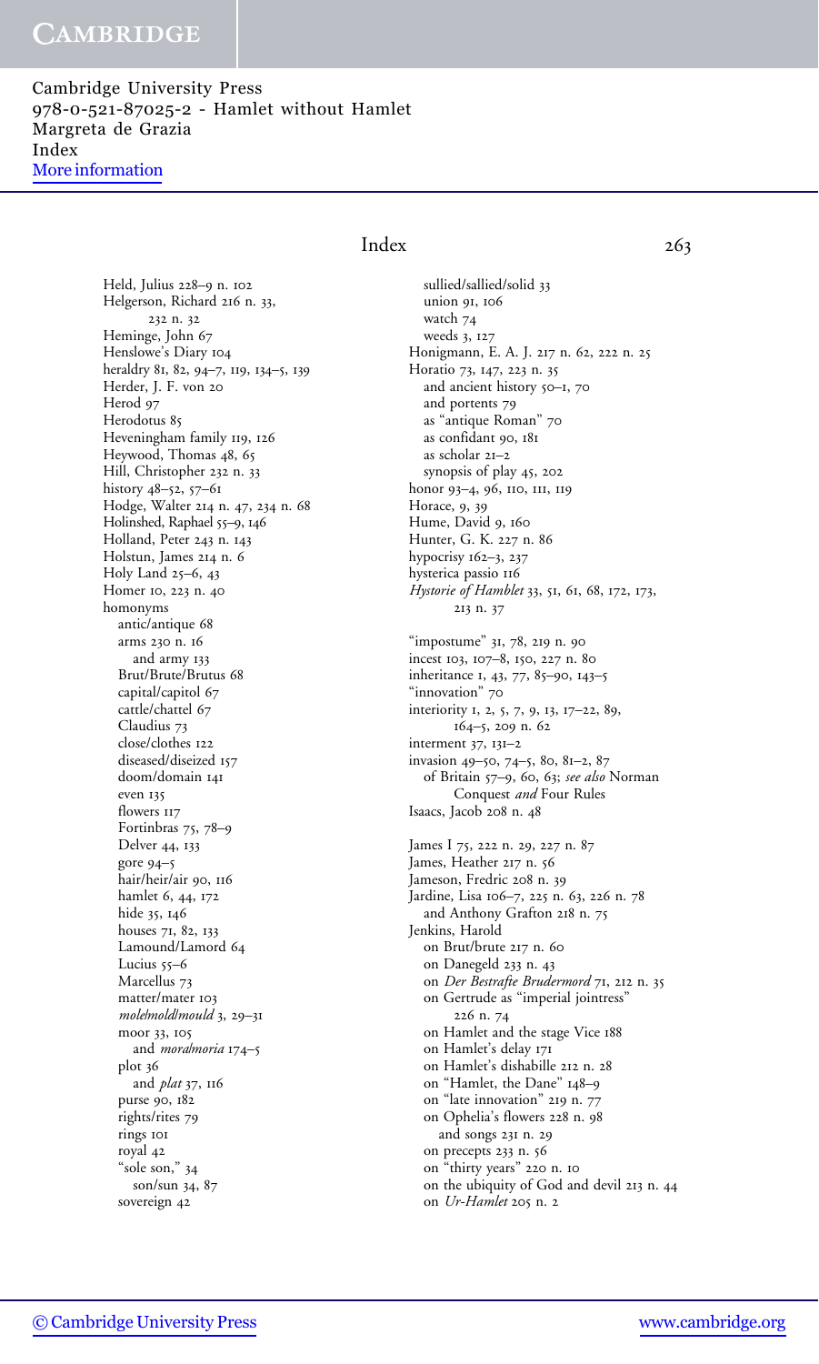Held, Julius 228–9 n. 102
Helgerson, Richard 216 n. 33, 232 n. 32
Heminge, John 67
Henslowe's Diary 104
heraldry 81, 82, 94–7, 119, 134–5, 139
Herder, J. F. von 20
Herod 97
Herodotus 85
Heveningham family 119, 126
Heywood, Thomas 48, 65
Hill, Christopher 232 n. 33
history 48–52, 57–61
Hodge, Walter 214 n. 47, 234 n. 68
Holinshed, Raphael 55–9, 146
Holland, Peter 243 n. 143
Holstun, James 214 n. 6
Holy Land 25–6, 43
Homer 10, 223 n. 40
homonyms
- antic/antique 68
- arms 230 n. 16
  - and army 133
- Brut/Brute/Brutus 68
- capital/capitol 67
- cattle/chattel 67
- Claudius 73
- close/clothes 122
- diseased/diseized 157
- doom/domain 141
- even 135
- flowers 117
- Fortinbras 75, 78–9
- Delver 44, 133
- gore 94–5
- hair/heir/air 90, 116
- hamlet 6, 44, 172
- hide 35, 146
- houses 71, 82, 133
- Lamound/Lamord 64
- Lucius 55–6
- Marcellus 73
- matter/mater 103
- *mole*/*mold*/*mould* 3, 29–31
- moor 33, 105
  - and *mora*/*moria* 174–5
- plot 36
  - and *plat* 37, 116
- purse 90, 182
- rights/rites 79
- rings 101
- royal 42
- "sole son," 34
  - son/sun 34, 87
- sovereign 42
- sullied/sallied/solid 33
- union 91, 106
- watch 74
- weeds 3, 127

Honigmann, E. A. J. 217 n. 62, 222 n. 25
Horatio 73, 147, 223 n. 35
- and ancient history 50–1, 70
- and portents 79
- as "antique Roman" 70
- as confidant 90, 181
- as scholar 21–2
- synopsis of play 45, 202

honor 93–4, 96, 110, 111, 119
Horace, 9, 39
Hume, David 9, 160
Hunter, G. K. 227 n. 86
hypocrisy 162–3, 237
hysterica passio 116
*Hystorie of Hamblet* 33, 51, 61, 68, 172, 173, 213 n. 37

"impostume" 31, 78, 219 n. 90
incest 103, 107–8, 150, 227 n. 80
inheritance 1, 43, 77, 85–90, 143–5
"innovation" 70
interiority 1, 2, 5, 7, 9, 13, 17–22, 89, 164–5, 209 n. 62
interment 37, 131–2
invasion 49–50, 74–5, 80, 81–2, 87
- of Britain 57–9, 60, 63; *see also* Norman Conquest *and* Four Rules

Isaacs, Jacob 208 n. 48

James I 75, 222 n. 29, 227 n. 87
James, Heather 217 n. 56
Jameson, Fredric 208 n. 39
Jardine, Lisa 106–7, 225 n. 63, 226 n. 78
- and Anthony Grafton 218 n. 75

Jenkins, Harold
- on Brut/brute 217 n. 60
- on Danegeld 233 n. 43
- on *Der Bestrafte Brudermord* 71, 212 n. 35
- on Gertrude as "imperial jointress" 226 n. 74
- on Hamlet and the stage Vice 188
- on Hamlet's delay 171
- on Hamlet's dishabille 212 n. 28
- on "Hamlet, the Dane" 148–9
- on "late innovation" 219 n. 77
- on Ophelia's flowers 228 n. 98
  - and songs 231 n. 29
- on precepts 233 n. 56
- on "thirty years" 220 n. 10
- on the ubiquity of God and devil 213 n. 44
- on *Ur-Hamlet* 205 n. 2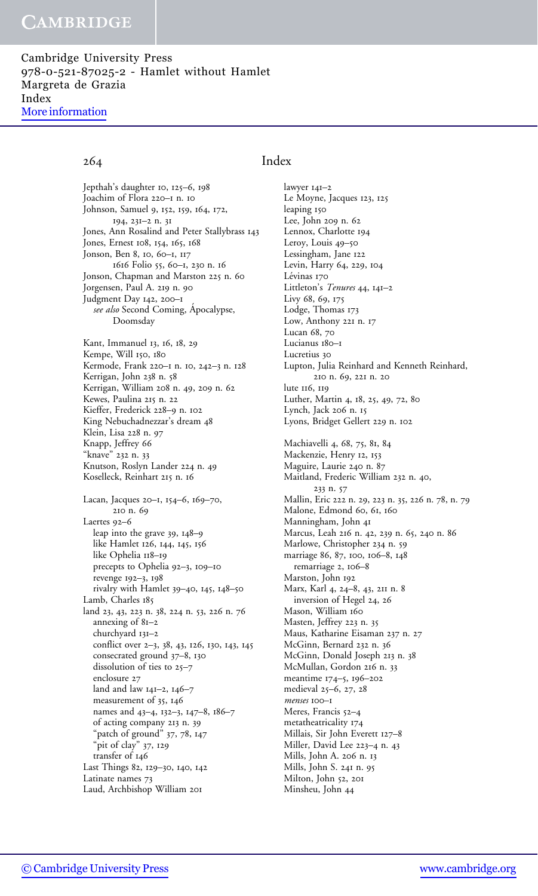# Index

Jepthah's daughter 10, 125–6, 198
Joachim of Flora 220–1 n. 10
Johnson, Samuel 9, 152, 159, 164, 172, 194, 231–2 n. 31
Jones, Ann Rosalind and Peter Stallybrass 143
Jones, Ernest 108, 154, 165, 168
Jonson, Ben 8, 10, 60–1, 117
  1616 Folio 55, 60–1, 230 n. 16
Jonson, Chapman and Marston 225 n. 60
Jorgensen, Paul A. 219 n. 90
Judgment Day 142, 200–1
  *see also* Second Coming, Apocalypse, Doomsday

Kant, Immanuel 13, 16, 18, 29
Kempe, Will 150, 180
Kermode, Frank 220–1 n. 10, 242–3 n. 128
Kerrigan, John 238 n. 58
Kerrigan, William 208 n. 49, 209 n. 62
Kewes, Paulina 215 n. 22
Kieffer, Frederick 228–9 n. 102
King Nebuchadnezzar's dream 48
Klein, Lisa 228 n. 97
Knapp, Jeffrey 66
"knave" 232 n. 33
Knutson, Roslyn Lander 224 n. 49
Koselleck, Reinhart 215 n. 16

Lacan, Jacques 20–1, 154–6, 169–70, 210 n. 69
Laertes 92–6
  leap into the grave 39, 148–9
  like Hamlet 126, 144, 145, 156
  like Ophelia 118–19
  precepts to Ophelia 92–3, 109–10
  revenge 192–3, 198
  rivalry with Hamlet 39–40, 145, 148–50
Lamb, Charles 185
land 23, 43, 223 n. 38, 224 n. 53, 226 n. 76
  annexing of 81–2
  churchyard 131–2
  conflict over 2–3, 38, 43, 126, 130, 143, 145
  consecrated ground 37–8, 130
  dissolution of ties to 25–7
  enclosure 27
  land and law 141–2, 146–7
  measurement of 35, 146
  names and 43–4, 132–3, 147–8, 186–7
  of acting company 213 n. 39
  "patch of ground" 37, 78, 147
  "pit of clay" 37, 129
  transfer of 146
Last Things 82, 129–30, 140, 142
Latinate names 73
Laud, Archbishop William 201

lawyer 141–2
Le Moyne, Jacques 123, 125
leaping 150
Lee, John 209 n. 62
Lennox, Charlotte 194
Leroy, Louis 49–50
Lessingham, Jane 122
Levin, Harry 64, 229, 104
Lévinas 170
Littleton's *Tenures* 44, 141–2
Livy 68, 69, 175
Lodge, Thomas 173
Low, Anthony 221 n. 17
Lucan 68, 70
Lucianus 180–1
Lucretius 30
Lupton, Julia Reinhard and Kenneth Reinhard, 210 n. 69, 221 n. 20
lute 116, 119
Luther, Martin 4, 18, 25, 49, 72, 80
Lynch, Jack 206 n. 15
Lyons, Bridget Gellert 229 n. 102

Machiavelli 4, 68, 75, 81, 84
Mackenzie, Henry 12, 153
Maguire, Laurie 240 n. 87
Maitland, Frederic William 232 n. 40, 233 n. 57
Mallin, Eric 222 n. 29, 223 n. 35, 226 n. 78, n. 79
Malone, Edmond 60, 61, 160
Manningham, John 41
Marcus, Leah 216 n. 42, 239 n. 65, 240 n. 86
Marlowe, Christopher 234 n. 59
marriage 86, 87, 100, 106–8, 148
  remarriage 2, 106–8
Marston, John 192
Marx, Karl 4, 24–8, 43, 211 n. 8
  inversion of Hegel 24, 26
Mason, William 160
Masten, Jeffrey 223 n. 35
Maus, Katharine Eisaman 237 n. 27
McGinn, Bernard 232 n. 36
McGinn, Donald Joseph 213 n. 38
McMullan, Gordon 216 n. 33
meantime 174–5, 196–202
medieval 25–6, 27, 28
*menses* 100–1
Meres, Francis 52–4
metatheatricality 174
Millais, Sir John Everett 127–8
Miller, David Lee 223–4 n. 43
Mills, John A. 206 n. 13
Mills, John S. 241 n. 95
Milton, John 52, 201
Minsheu, John 44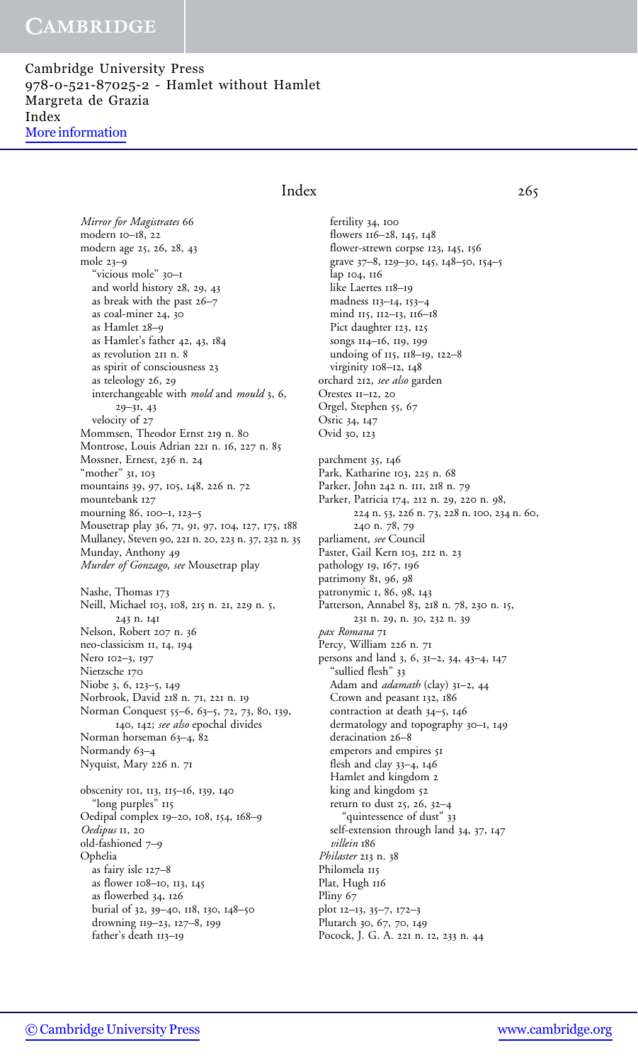Mirror for Magistrates 66
modern 10–18, 22
modern age 25, 26, 28, 43
mole 23–9
  "vicious mole" 30–1
  and world history 28, 29, 43
  as break with the past 26–7
  as coal-miner 24, 30
  as Hamlet 28–9
  as Hamlet's father 42, 43, 184
  as revolution 211 n. 8
  as spirit of consciousness 23
  as teleology 26, 29
  interchangeable with *mold* and *mould* 3, 6, 29–31, 43
  velocity of 27
Mommsen, Theodor Ernst 219 n. 80
Montrose, Louis Adrian 221 n. 16, 227 n. 85
Mossner, Ernest, 236 n. 24
"mother" 31, 103
mountains 39, 97, 105, 148, 226 n. 72
mountebank 127
mourning 86, 100–1, 123–5
Mousetrap play 36, 71, 91, 97, 104, 127, 175, 188
Mullaney, Steven 90, 221 n. 20, 223 n. 37, 232 n. 35
Munday, Anthony 49
*Murder of Gonzago*, *see* Mousetrap play

Nashe, Thomas 173
Neill, Michael 103, 108, 215 n. 21, 229 n. 5, 243 n. 141
Nelson, Robert 207 n. 36
neo-classicism 11, 14, 194
Nero 102–3, 197
Nietzsche 170
Niobe 3, 6, 123–5, 149
Norbrook, David 218 n. 71, 221 n. 19
Norman Conquest 55–6, 63–5, 72, 73, 80, 139, 140, 142; *see also* epochal divides
Norman horseman 63–4, 82
Normandy 63–4
Nyquist, Mary 226 n. 71

obscenity 101, 113, 115–16, 139, 140
  "long purples" 115
Oedipal complex 19–20, 108, 154, 168–9
*Oedipus* 11, 20
old-fashioned 7–9
Ophelia
  as fairy isle 127–8
  as flower 108–10, 113, 145
  as flowerbed 34, 126
  burial of 32, 39–40, 118, 130, 148–50
  drowning 119–23, 127–8, 199
  father's death 113–19
  fertility 34, 100
  flowers 116–28, 145, 148
  flower-strewn corpse 123, 145, 156
  grave 37–8, 129–30, 145, 148–50, 154–5
  lap 104, 116
  like Laertes 118–19
  madness 113–14, 153–4
  mind 115, 112–13, 116–18
  Pict daughter 123, 125
  songs 114–16, 119, 199
  undoing of 115, 118–19, 122–8
  virginity 108–12, 148
orchard 212, *see also* garden
Orestes 11–12, 20
Orgel, Stephen 55, 67
Osric 34, 147
Ovid 30, 123

parchment 35, 146
Park, Katharine 103, 225 n. 68
Parker, John 242 n. 111, 218 n. 79
Parker, Patricia 174, 212 n. 29, 220 n. 98, 224 n. 53, 226 n. 73, 228 n. 100, 234 n. 60, 240 n. 78, 79
parliament, *see* Council
Paster, Gail Kern 103, 212 n. 23
pathology 19, 167, 196
patrimony 81, 96, 98
patronymic 1, 86, 98, 143
Patterson, Annabel 83, 218 n. 78, 230 n. 15, 231 n. 29, n. 30, 232 n. 39
*pax Romana* 71
Percy, William 226 n. 71
persons and land 3, 6, 31–2, 34, 43–4, 147
  "sullied flesh" 33
  Adam and *adamath* (clay) 31–2, 44
  Crown and peasant 132, 186
  contraction at death 34–5, 146
  dermatology and topography 30–1, 149
  deracination 26–8
  emperors and empires 51
  flesh and clay 33–4, 146
  Hamlet and kingdom 2
  king and kingdom 52
  return to dust 25, 26, 32–4
    "quintessence of dust" 33
  self-extension through land 34, 37, 147
  *villein* 186
*Philaster* 213 n. 38
Philomela 115
Plat, Hugh 116
Pliny 67
plot 12–13, 35–7, 172–3
Plutarch 30, 67, 70, 149
Pocock, J. G. A. 221 n. 12, 233 n. 44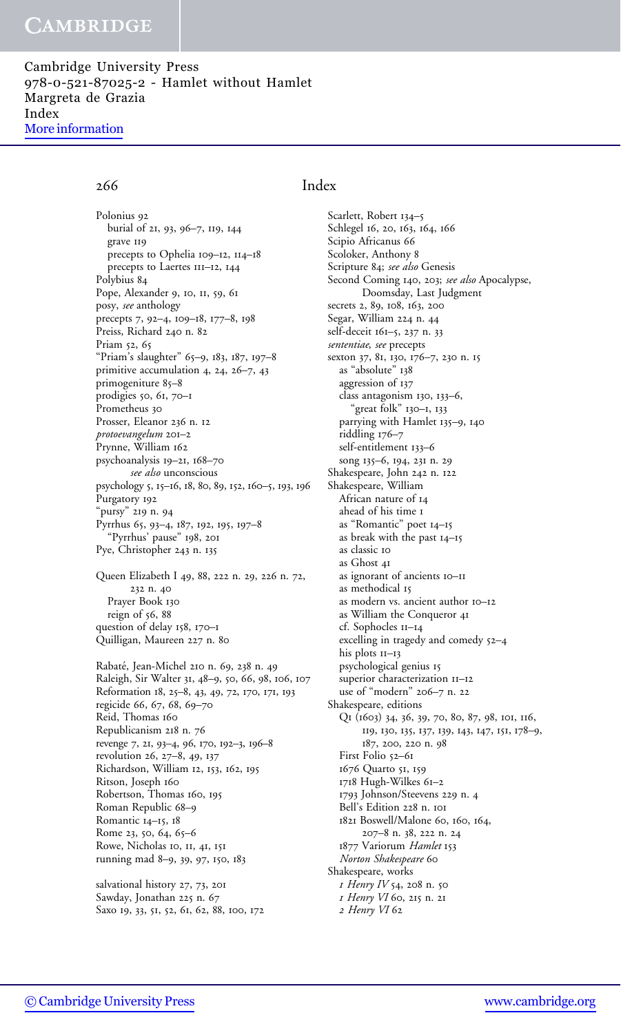# Index

Polonius 92
  burial of 21, 93, 96–7, 119, 144
  grave 119
  precepts to Ophelia 109–12, 114–18
  precepts to Laertes 111–12, 144
Polybius 84
Pope, Alexander 9, 10, 11, 59, 61
posy, *see* anthology
precepts 7, 92–4, 109–18, 177–8, 198
Preiss, Richard 240 n. 82
Priam 52, 65
"Priam's slaughter" 65–9, 183, 187, 197–8
primitive accumulation 4, 24, 26–7, 43
primogeniture 85–8
prodigies 50, 61, 70–1
Prometheus 30
Prosser, Eleanor 236 n. 12
*protoevangelum* 201–2
Prynne, William 162
psychoanalysis 19–21, 168–70
  *see also* unconscious
psychology 5, 15–16, 18, 80, 89, 152, 160–5, 193, 196
Purgatory 192
"pursy" 219 n. 94
Pyrrhus 65, 93–4, 187, 192, 195, 197–8
  "Pyrrhus' pause" 198, 201
Pye, Christopher 243 n. 135

Queen Elizabeth I 49, 88, 222 n. 29, 226 n. 72, 232 n. 40
  Prayer Book 130
  reign of 56, 88
question of delay 158, 170–1
Quilligan, Maureen 227 n. 80

Rabaté, Jean-Michel 210 n. 69, 238 n. 49
Raleigh, Sir Walter 31, 48–9, 50, 66, 98, 106, 107
Reformation 18, 25–8, 43, 49, 72, 170, 171, 193
regicide 66, 67, 68, 69–70
Reid, Thomas 160
Republicanism 218 n. 76
revenge 7, 21, 93–4, 96, 170, 192–3, 196–8
revolution 26, 27–8, 49, 137
Richardson, William 12, 153, 162, 195
Ritson, Joseph 160
Robertson, Thomas 160, 195
Roman Republic 68–9
Romantic 14–15, 18
Rome 23, 50, 64, 65–6
Rowe, Nicholas 10, 11, 41, 151
running mad 8–9, 39, 97, 150, 183

salvational history 27, 73, 201
Sawday, Jonathan 225 n. 67
Saxo 19, 33, 51, 52, 61, 62, 88, 100, 172
Scarlett, Robert 134–5
Schlegel 16, 20, 163, 164, 166
Scipio Africanus 66
Scoloker, Anthony 8
Scripture 84; *see also* Genesis
Second Coming 140, 203; *see also* Apocalypse, Doomsday, Last Judgment
secrets 2, 89, 108, 163, 200
Segar, William 224 n. 44
self-deceit 161–5, 237 n. 33
*sententiae*, *see* precepts
sexton 37, 81, 130, 176–7, 230 n. 15
  as "absolute" 138
  aggression of 137
  class antagonism 130, 133–6,
    "great folk" 130–1, 133
  parrying with Hamlet 135–9, 140
  riddling 176–7
  self-entitlement 133–6
  song 135–6, 194, 231 n. 29
Shakespeare, John 242 n. 122
Shakespeare, William
  African nature of 14
  ahead of his time 1
  as "Romantic" poet 14–15
  as break with the past 14–15
  as classic 10
  as Ghost 41
  as ignorant of ancients 10–11
  as methodical 15
  as modern vs. ancient author 10–12
  as William the Conqueror 41
  cf. Sophocles 11–14
  excelling in tragedy and comedy 52–4
  his plots 11–13
  psychological genius 15
  superior characterization 11–12
  use of "modern" 206–7 n. 22
Shakespeare, editions
  Q1 (1603) 34, 36, 39, 70, 80, 87, 98, 101, 116, 119, 130, 135, 137, 139, 143, 147, 151, 178–9, 187, 200, 220 n. 98
  First Folio 52–61
  1676 Quarto 51, 159
  1718 Hugh-Wilkes 61–2
  1793 Johnson/Steevens 229 n. 4
  Bell's Edition 228 n. 101
  1821 Boswell/Malone 60, 160, 164, 207–8 n. 38, 222 n. 24
  1877 Variorum *Hamlet* 153
  *Norton Shakespeare* 60
Shakespeare, works
  *1 Henry IV* 54, 208 n. 50
  *1 Henry VI* 60, 215 n. 21
  *2 Henry VI* 62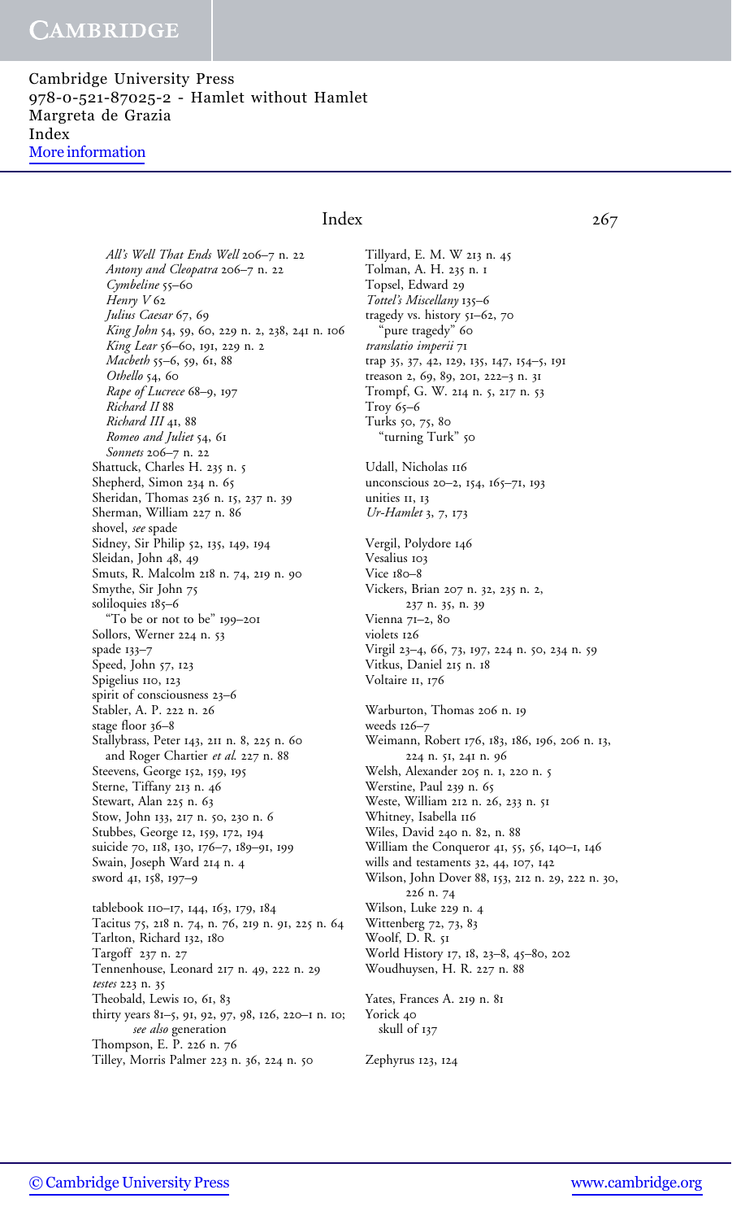## Index

*All's Well That Ends Well* 206–7 n. 22
*Antony and Cleopatra* 206–7 n. 22
*Cymbeline* 55–60
*Henry V* 62
*Julius Caesar* 67, 69
*King John* 54, 59, 60, 229 n. 2, 238, 241 n. 106
*King Lear* 56–60, 191, 229 n. 2
*Macbeth* 55–6, 59, 61, 88
*Othello* 54, 60
*Rape of Lucrece* 68–9, 197
*Richard II* 88
*Richard III* 41, 88
*Romeo and Juliet* 54, 61
*Sonnets* 206–7 n. 22

Shattuck, Charles H. 235 n. 5
Shepherd, Simon 234 n. 65
Sheridan, Thomas 236 n. 15, 237 n. 39
Sherman, William 227 n. 86
shovel, *see* spade
Sidney, Sir Philip 52, 135, 149, 194
Sleidan, John 48, 49
Smuts, R. Malcolm 218 n. 74, 219 n. 90
Smythe, Sir John 75
soliloquies 185–6
"To be or not to be" 199–201
Sollors, Werner 224 n. 53
spade 133–7
Speed, John 57, 123
Spigelius 110, 123
spirit of consciousness 23–6
Stabler, A. P. 222 n. 26
stage floor 36–8
Stallybrass, Peter 143, 211 n. 8, 225 n. 60
and Roger Chartier *et al.* 227 n. 88
Steevens, George 152, 159, 195
Sterne, Tiffany 213 n. 46
Stewart, Alan 225 n. 63
Stow, John 133, 217 n. 50, 230 n. 6
Stubbes, George 12, 159, 172, 194
suicide 70, 118, 130, 176–7, 189–91, 199
Swain, Joseph Ward 214 n. 4
sword 41, 158, 197–9

tablebook 110–17, 144, 163, 179, 184
Tacitus 75, 218 n. 74, n. 76, 219 n. 91, 225 n. 64
Tarlton, Richard 132, 180
Targoff 237 n. 27
Tennenhouse, Leonard 217 n. 49, 222 n. 29
*testes* 223 n. 35
Theobald, Lewis 10, 61, 83
thirty years 81–5, 91, 92, 97, 98, 126, 220–1 n. 10; *see also* generation
Thompson, E. P. 226 n. 76
Tilley, Morris Palmer 223 n. 36, 224 n. 50
Tillyard, E. M. W 213 n. 45
Tolman, A. H. 235 n. 1
Topsel, Edward 29
*Tottel's Miscellany* 135–6
tragedy vs. history 51–62, 70
"pure tragedy" 60
*translatio imperii* 71
trap 35, 37, 42, 129, 135, 147, 154–5, 191
treason 2, 69, 89, 201, 222–3 n. 31
Trompf, G. W. 214 n. 5, 217 n. 53
Troy 65–6
Turks 50, 75, 80
"turning Turk" 50

Udall, Nicholas 116
unconscious 20–2, 154, 165–71, 193
unities 11, 13
*Ur-Hamlet* 3, 7, 173

Vergil, Polydore 146
Vesalius 103
Vice 180–8
Vickers, Brian 207 n. 32, 235 n. 2, 237 n. 35, n. 39
Vienna 71–2, 80
violets 126
Virgil 23–4, 66, 73, 197, 224 n. 50, 234 n. 59
Vitkus, Daniel 215 n. 18
Voltaire 11, 176

Warburton, Thomas 206 n. 19
weeds 126–7
Weimann, Robert 176, 183, 186, 196, 206 n. 13, 224 n. 51, 241 n. 96
Welsh, Alexander 205 n. 1, 220 n. 5
Werstine, Paul 239 n. 65
Weste, William 212 n. 26, 233 n. 51
Whitney, Isabella 116
Wiles, David 240 n. 82, n. 88
William the Conqueror 41, 55, 56, 140–1, 146
wills and testaments 32, 44, 107, 142
Wilson, John Dover 88, 153, 212 n. 29, 222 n. 30, 226 n. 74
Wilson, Luke 229 n. 4
Wittenberg 72, 73, 83
Woolf, D. R. 51
World History 17, 18, 23–8, 45–80, 202
Woudhuysen, H. R. 227 n. 88

Yates, Frances A. 219 n. 81
Yorick 40
skull of 137

Zephyrus 123, 124